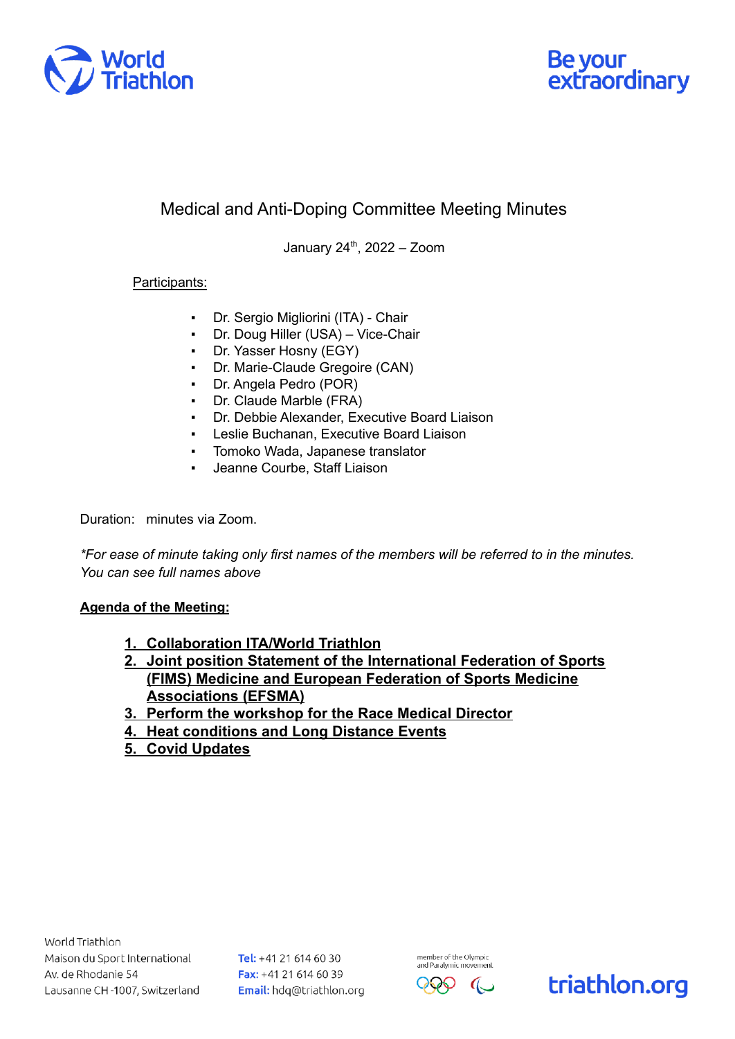# Medical and Anti-Doping Committee Meeting Minutes

January 24th, 2022 – Zoom

Participants:

- Dr. Sergio Migliorini (ITA) - Chair
- Dr. Doug Hiller (USA) – Vice-Chair
- Dr. Yasser Hosny (EGY)
- Dr. Marie-Claude Gregoire (CAN)
- Dr. Angela Pedro (POR)
- Dr. Claude Marble (FRA)
- Dr. Debbie Alexander, Executive Board Liaison
- Leslie Buchanan, Executive Board Liaison
- Tomoko Wada, Japanese translator
- Jeanne Courbe, Staff Liaison

Duration:  minutes via Zoom.

*\*For ease of minute taking only first names of the members will be referred to in the minutes. You can see full names above*

**Agenda of the Meeting:**

1. **Collaboration ITA/World Triathlon**
2. **Joint position Statement of the International Federation of Sports (FIMS) Medicine and European Federation of Sports Medicine Associations (EFSMA)**
3. **Perform the workshop for the Race Medical Director**
4. **Heat conditions and Long Distance Events**
5. **Covid Updates**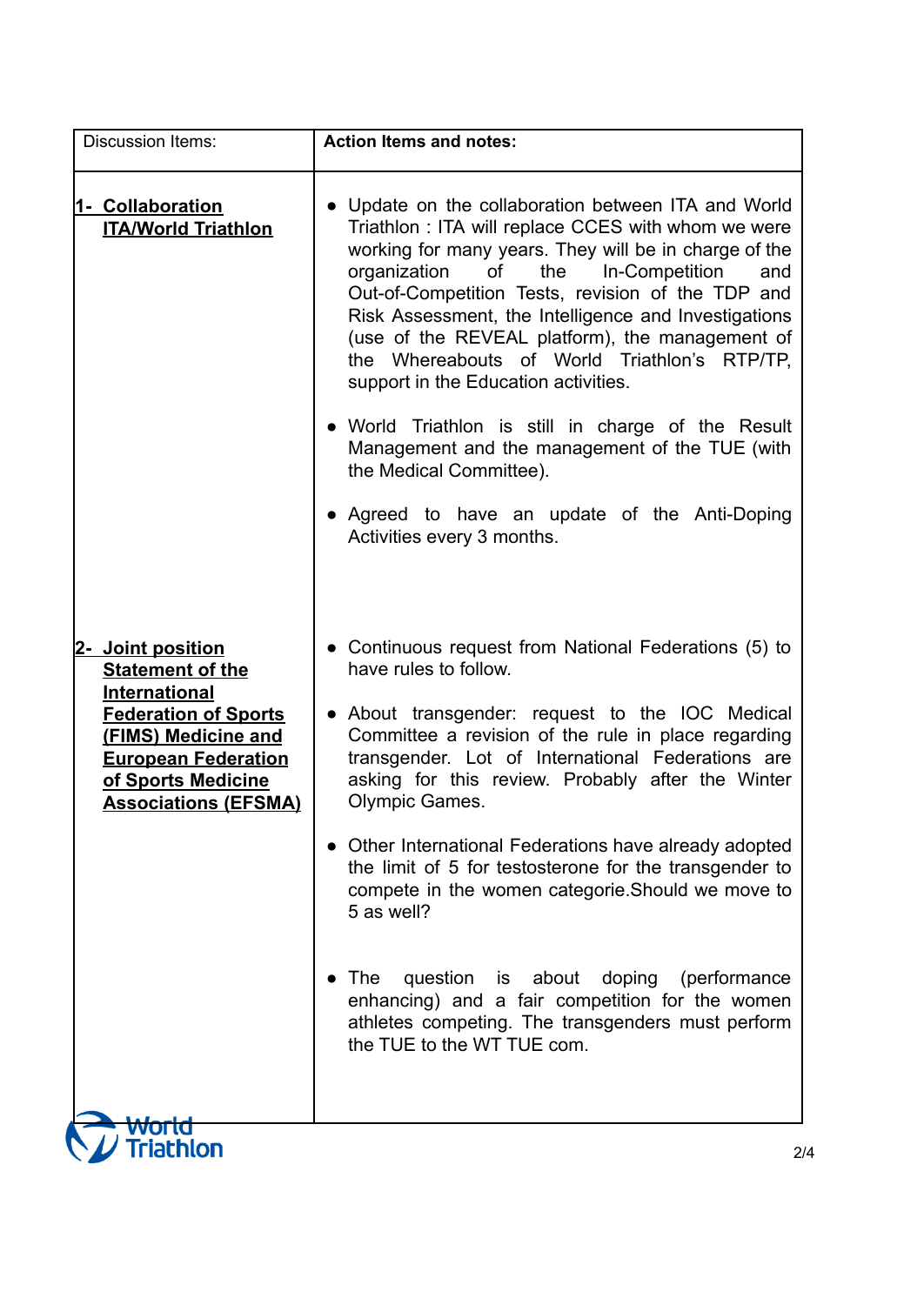| Discussion Items: | **Action Items and notes:** |
|---|---|
| **1- Collaboration ITA/World Triathlon** | ● Update on the collaboration between ITA and World Triathlon : ITA will replace CCES with whom we were working for many years. They will be in charge of the organization of the In-Competition and Out-of-Competition Tests, revision of the TDP and Risk Assessment, the Intelligence and Investigations (use of the REVEAL platform), the management of the Whereabouts of World Triathlon's RTP/TP, support in the Education activities.<br><br>● World Triathlon is still in charge of the Result Management and the management of the TUE (with the Medical Committee).<br><br>● Agreed to have an update of the Anti-Doping Activities every 3 months. |
| **2- Joint position Statement of the International Federation of Sports (FIMS) Medicine and European Federation of Sports Medicine Associations (EFSMA)** | ● Continuous request from National Federations (5) to have rules to follow.<br><br>● About transgender: request to the IOC Medical Committee a revision of the rule in place regarding transgender. Lot of International Federations are asking for this review. Probably after the Winter Olympic Games.<br><br>● Other International Federations have already adopted the limit of 5 for testosterone for the transgender to compete in the women categorie.Should we move to 5 as well?<br><br>● The question is about doping (performance enhancing) and a fair competition for the women athletes competing. The transgenders must perform the TUE to the WT TUE com. |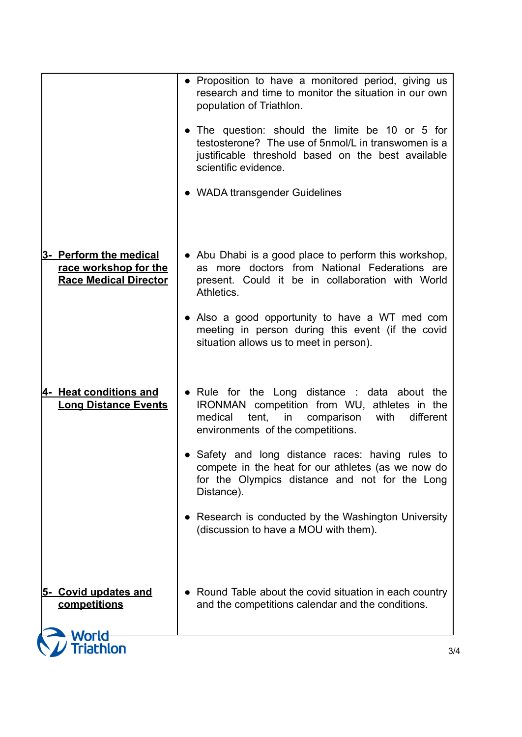| | |
|---|---|
| | • Proposition to have a monitored period, giving us research and time to monitor the situation in our own population of Triathlon.<br><br>• The question: should the limite be 10 or 5 for testosterone? The use of 5nmol/L in transwomen is a justifiable threshold based on the best available scientific evidence.<br><br>• WADA ttransgender Guidelines |
| **3- Perform the medical race workshop for the Race Medical Director** | • Abu Dhabi is a good place to perform this workshop, as more doctors from National Federations are present. Could it be in collaboration with World Athletics.<br><br>• Also a good opportunity to have a WT med com meeting in person during this event (if the covid situation allows us to meet in person). |
| **4- Heat conditions and Long Distance Events** | • Rule for the Long distance : data about the IRONMAN competition from WU, athletes in the medical tent, in comparison with different environments of the competitions.<br><br>• Safety and long distance races: having rules to compete in the heat for our athletes (as we now do for the Olympics distance and not for the Long Distance).<br><br>• Research is conducted by the Washington University (discussion to have a MOU with them). |
| **5- Covid updates and competitions** | • Round Table about the covid situation in each country and the competitions calendar and the conditions. |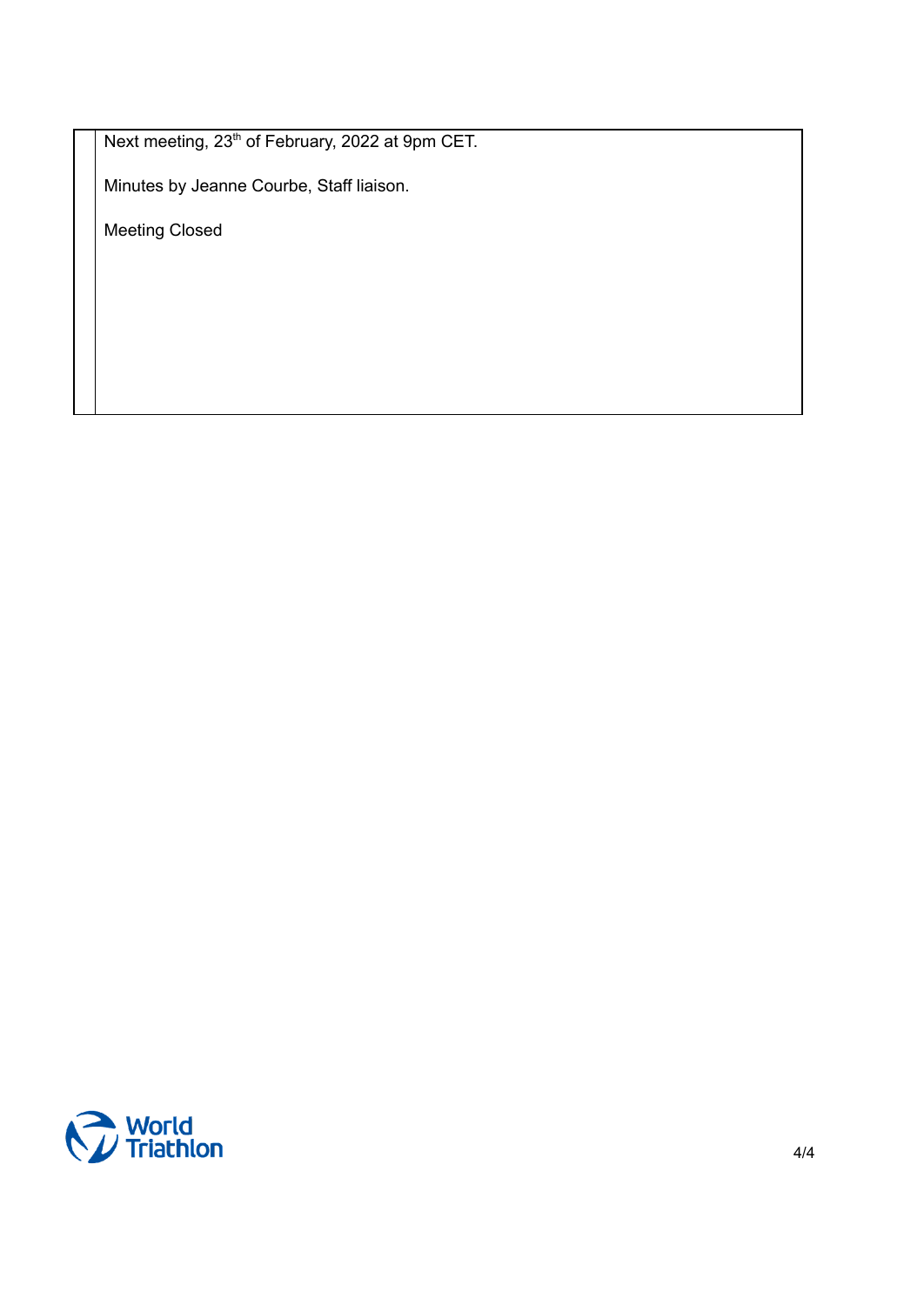| | |
|---|---|
| | Next meeting, 23th of February, 2022 at 9pm CET.<br><br>Minutes by Jeanne Courbe, Staff liaison.<br><br>Meeting Closed |